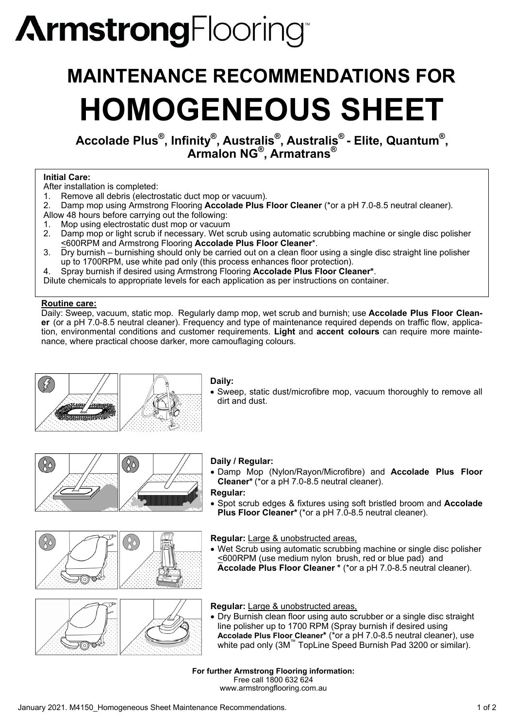ArmstrongFlooring™

# MAINTENANCE RECOMMENDATIONS FOR

# HOMOGENEOUS SHEET

## Accolade Plus®, Infinity®, Australis®, Australis® - Elite, Quantum®, Armalon NG®, Armatrans®

**Initial Care:**

After installation is completed:

1. Remove all debris (electrostatic duct mop or vacuum).
2. Damp mop using Armstrong Flooring **Accolade Plus Floor Cleaner** (*or a pH 7.0-8.5 neutral cleaner).

Allow 48 hours before carrying out the following:

1. Mop using electrostatic dust mop or vacuum
2. Damp mop or light scrub if necessary. Wet scrub using automatic scrubbing machine or single disc polisher ≤600RPM and Armstrong Flooring **Accolade Plus Floor Cleaner***.
3. Dry burnish – burnishing should only be carried out on a clean floor using a single disc straight line polisher up to 1700RPM, use white pad only (this process enhances floor protection).
4. Spray burnish if desired using Armstrong Flooring **Accolade Plus Floor Cleaner***.

Dilute chemicals to appropriate levels for each application as per instructions on container.

**Routine care:**

Daily: Sweep, vacuum, static mop. Regularly damp mop, wet scrub and burnish; use **Accolade Plus Floor Cleaner** (or a pH 7.0-8.5 neutral cleaner). Frequency and type of maintenance required depends on traffic flow, application, environmental conditions and customer requirements. **Light** and **accent colours** can require more maintenance, where practical choose darker, more camouflaging colours.

**Daily:**

- Sweep, static dust/microfibre mop, vacuum thoroughly to remove all dirt and dust.

**Daily / Regular:**

- Damp Mop (Nylon/Rayon/Microfibre) and **Accolade Plus Floor Cleaner*** (*or a pH 7.0-8.5 neutral cleaner).

**Regular:**

- Spot scrub edges & fixtures using soft bristled broom and **Accolade Plus Floor Cleaner*** (*or a pH 7.0-8.5 neutral cleaner).

**Regular:** Large & unobstructed areas,

- Wet Scrub using automatic scrubbing machine or single disc polisher ≤600RPM (use medium nylon brush, red or blue pad) and **Accolade Plus Floor Cleaner *** (*or a pH 7.0-8.5 neutral cleaner).

**Regular:** Large & unobstructed areas,

- Dry Burnish clean floor using auto scrubber or a single disc straight line polisher up to 1700 RPM (Spray burnish if desired using **Accolade Plus Floor Cleaner*** (*or a pH 7.0-8.5 neutral cleaner), use white pad only (3M™ TopLine Speed Burnish Pad 3200 or similar).

**For further Armstrong Flooring information:**
Free call 1800 632 624
www.armstrongflooring.com.au

January 2021. M4150_Homogeneous Sheet Maintenance Recommendations.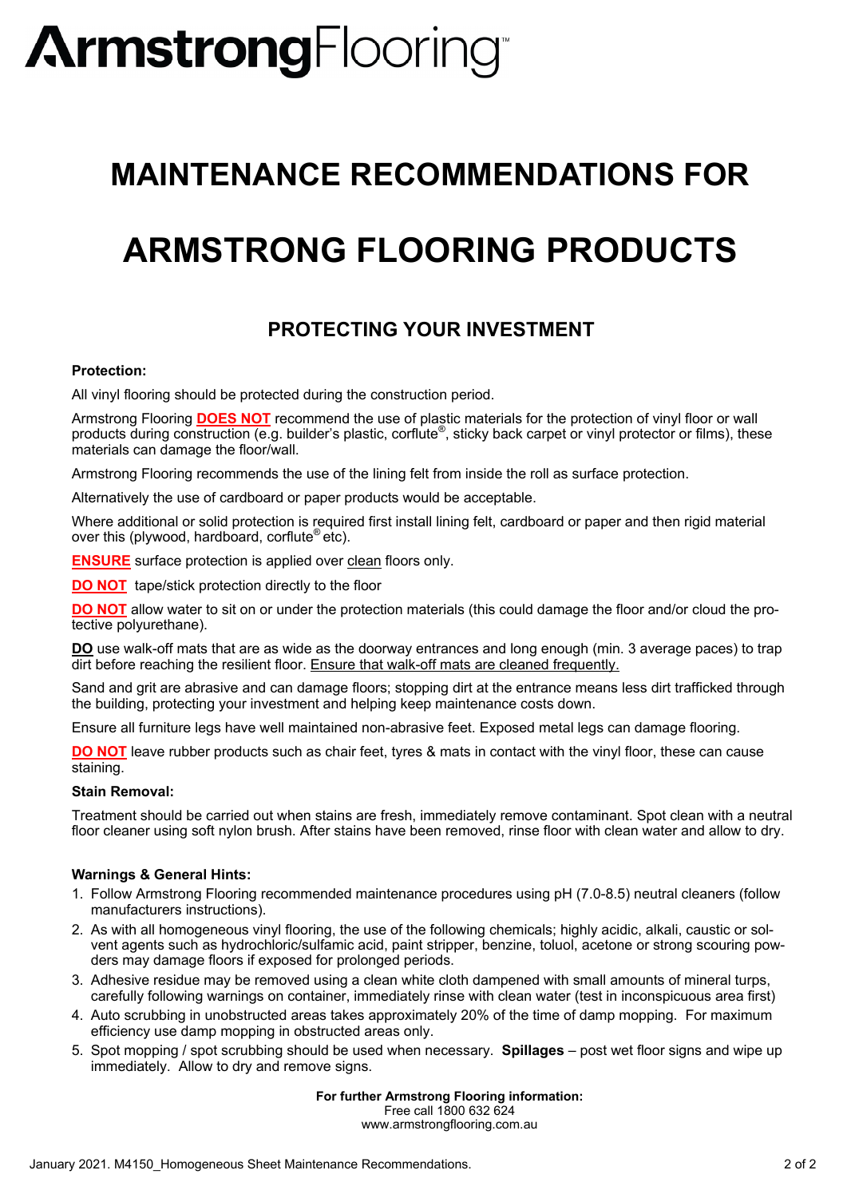**Armstrong**Flooring™

# MAINTENANCE RECOMMENDATIONS FOR

# ARMSTRONG FLOORING PRODUCTS

## PROTECTING YOUR INVESTMENT

**Protection:**

All vinyl flooring should be protected during the construction period.

Armstrong Flooring **DOES NOT** recommend the use of plastic materials for the protection of vinyl floor or wall products during construction (e.g. builder's plastic, corflute®, sticky back carpet or vinyl protector or films), these materials can damage the floor/wall.

Armstrong Flooring recommends the use of the lining felt from inside the roll as surface protection.

Alternatively the use of cardboard or paper products would be acceptable.

Where additional or solid protection is required first install lining felt, cardboard or paper and then rigid material over this (plywood, hardboard, corflute® etc).

**ENSURE** surface protection is applied over clean floors only.

**DO NOT** tape/stick protection directly to the floor

**DO NOT** allow water to sit on or under the protection materials (this could damage the floor and/or cloud the protective polyurethane).

**DO** use walk-off mats that are as wide as the doorway entrances and long enough (min. 3 average paces) to trap dirt before reaching the resilient floor. Ensure that walk-off mats are cleaned frequently.

Sand and grit are abrasive and can damage floors; stopping dirt at the entrance means less dirt trafficked through the building, protecting your investment and helping keep maintenance costs down.

Ensure all furniture legs have well maintained non-abrasive feet. Exposed metal legs can damage flooring.

**DO NOT** leave rubber products such as chair feet, tyres & mats in contact with the vinyl floor, these can cause staining.

**Stain Removal:**

Treatment should be carried out when stains are fresh, immediately remove contaminant. Spot clean with a neutral floor cleaner using soft nylon brush. After stains have been removed, rinse floor with clean water and allow to dry.

**Warnings & General Hints:**

1. Follow Armstrong Flooring recommended maintenance procedures using pH (7.0-8.5) neutral cleaners (follow manufacturers instructions).
2. As with all homogeneous vinyl flooring, the use of the following chemicals; highly acidic, alkali, caustic or solvent agents such as hydrochloric/sulfamic acid, paint stripper, benzine, toluol, acetone or strong scouring powders may damage floors if exposed for prolonged periods.
3. Adhesive residue may be removed using a clean white cloth dampened with small amounts of mineral turps, carefully following warnings on container, immediately rinse with clean water (test in inconspicuous area first)
4. Auto scrubbing in unobstructed areas takes approximately 20% of the time of damp mopping. For maximum efficiency use damp mopping in obstructed areas only.
5. Spot mopping / spot scrubbing should be used when necessary. **Spillages** – post wet floor signs and wipe up immediately. Allow to dry and remove signs.

**For further Armstrong Flooring information:**
Free call 1800 632 624
www.armstrongflooring.com.au

January 2021. M4150_Homogeneous Sheet Maintenance Recommendations.